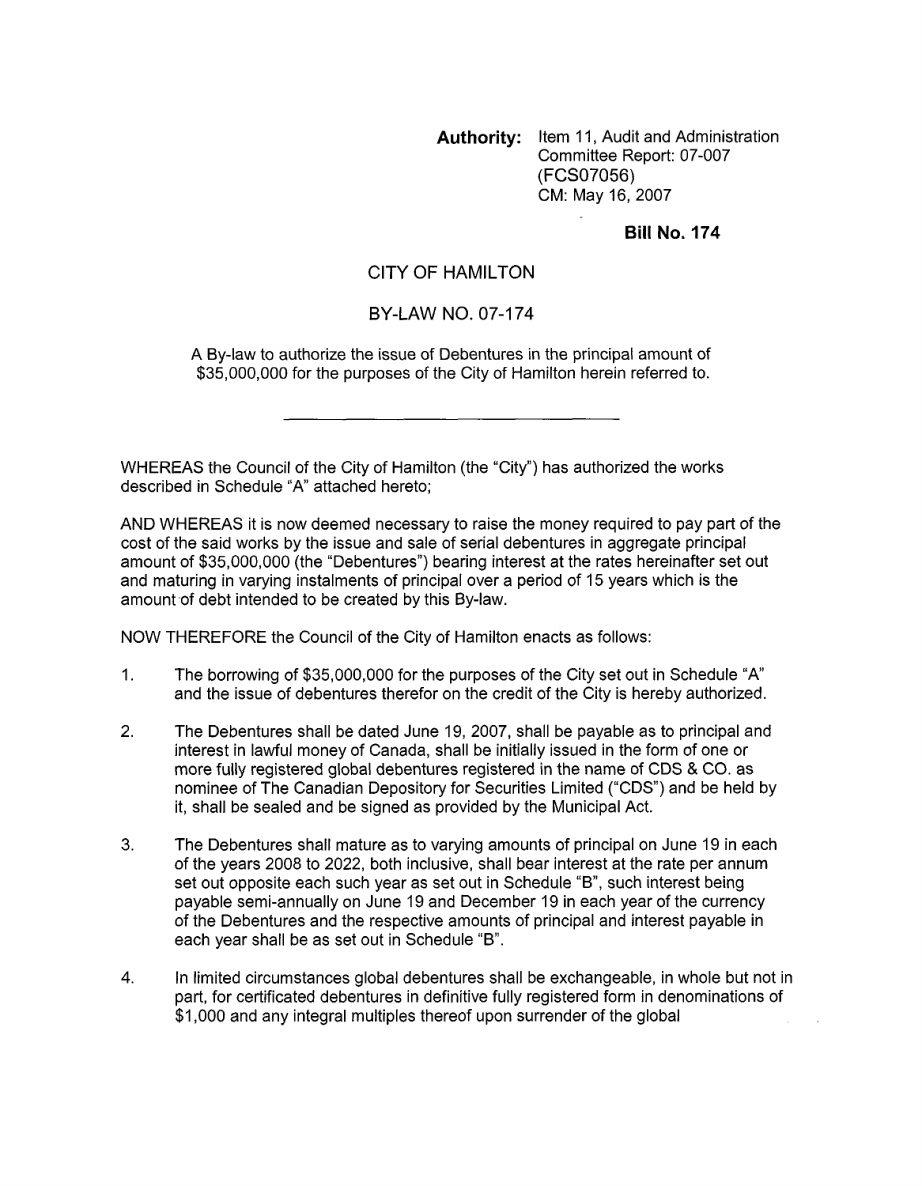**Authority:** Item 11, Audit and Administration Committee Report: 07-007 (FCS07056)
CM: May 16, 2007

**Bill No. 174**

CITY OF HAMILTON

BY-LAW NO. 07-174

A By-law to authorize the issue of Debentures in the principal amount of $35,000,000 for the purposes of the City of Hamilton herein referred to.

---

WHEREAS the Council of the City of Hamilton (the "City") has authorized the works described in Schedule "A" attached hereto;

AND WHEREAS it is now deemed necessary to raise the money required to pay part of the cost of the said works by the issue and sale of serial debentures in aggregate principal amount of $35,000,000 (the "Debentures") bearing interest at the rates hereinafter set out and maturing in varying instalments of principal over a period of 15 years which is the amount of debt intended to be created by this By-law.

NOW THEREFORE the Council of the City of Hamilton enacts as follows:

1. The borrowing of $35,000,000 for the purposes of the City set out in Schedule "A" and the issue of debentures therefor on the credit of the City is hereby authorized.

2. The Debentures shall be dated June 19, 2007, shall be payable as to principal and interest in lawful money of Canada, shall be initially issued in the form of one or more fully registered global debentures registered in the name of CDS & CO. as nominee of The Canadian Depository for Securities Limited ("CDS") and be held by it, shall be sealed and be signed as provided by the Municipal Act.

3. The Debentures shall mature as to varying amounts of principal on June 19 in each of the years 2008 to 2022, both inclusive, shall bear interest at the rate per annum set out opposite each such year as set out in Schedule "B", such interest being payable semi-annually on June 19 and December 19 in each year of the currency of the Debentures and the respective amounts of principal and interest payable in each year shall be as set out in Schedule "B".

4. In limited circumstances global debentures shall be exchangeable, in whole but not in part, for certificated debentures in definitive fully registered form in denominations of $1,000 and any integral multiples thereof upon surrender of the global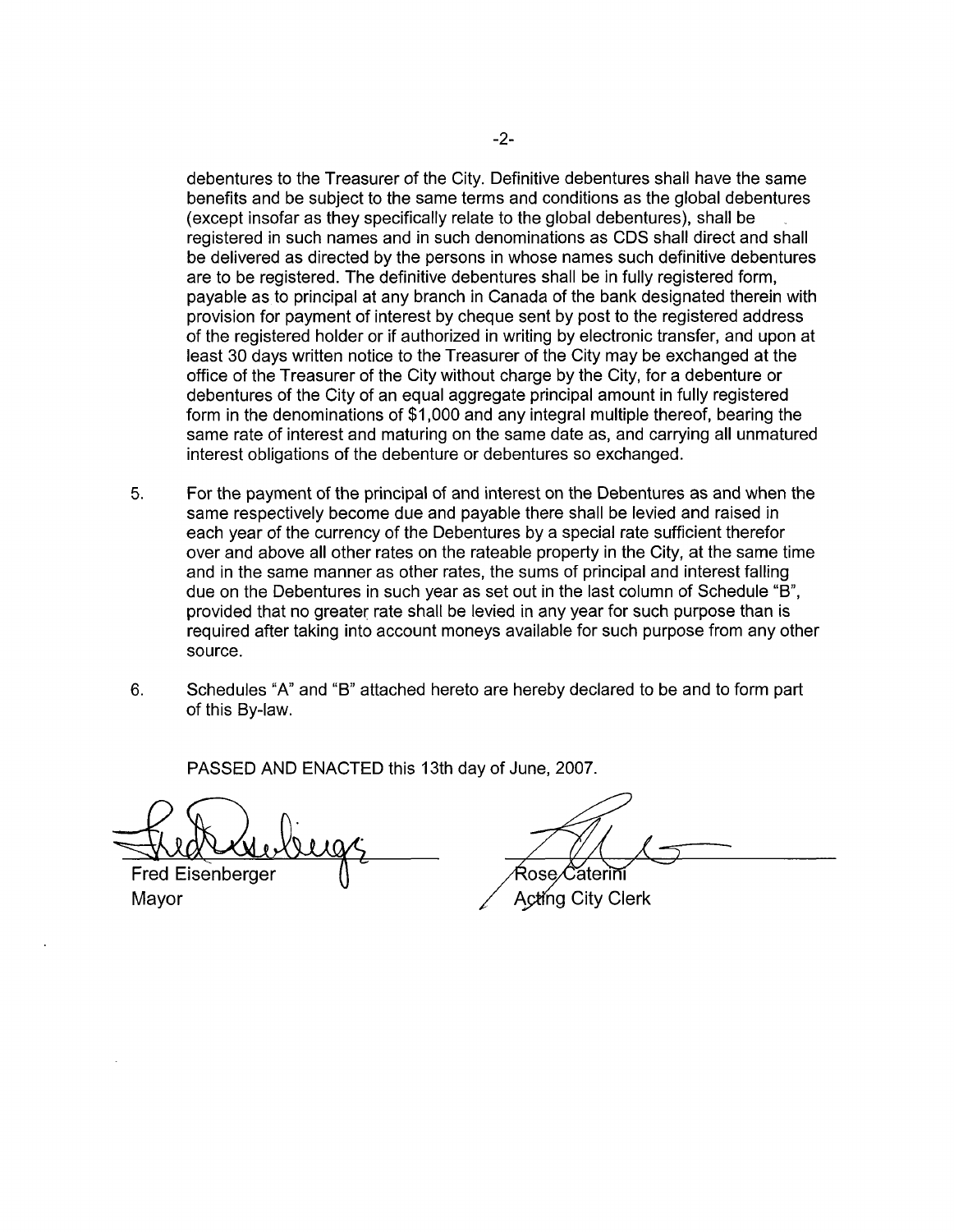debentures to the Treasurer of the City. Definitive debentures shall have the same benefits and be subject to the same terms and conditions as the global debentures (except insofar as they specifically relate to the global debentures), shall be registered in such names and in such denominations as CDS shall direct and shall be delivered as directed by the persons in whose names such definitive debentures are to be registered. The definitive debentures shall be in fully registered form, payable as to principal at any branch in Canada of the bank designated therein with provision for payment of interest by cheque sent by post to the registered address of the registered holder or if authorized in writing by electronic transfer, and upon at least 30 days written notice to the Treasurer of the City may be exchanged at the office of the Treasurer of the City without charge by the City, for a debenture or debentures of the City of an equal aggregate principal amount in fully registered form in the denominations of $1,000 and any integral multiple thereof, bearing the same rate of interest and maturing on the same date as, and carrying all unmatured interest obligations of the debenture or debentures so exchanged.

5. For the payment of the principal of and interest on the Debentures as and when the same respectively become due and payable there shall be levied and raised in each year of the currency of the Debentures by a special rate sufficient therefor over and above all other rates on the rateable property in the City, at the same time and in the same manner as other rates, the sums of principal and interest falling due on the Debentures in such year as set out in the last column of Schedule "B", provided that no greater rate shall be levied in any year for such purpose than is required after taking into account moneys available for such purpose from any other source.

6. Schedules "A" and "B" attached hereto are hereby declared to be and to form part of this By-law.

PASSED AND ENACTED this 13th day of June, 2007.

Fred Eisenberger
Mayor

Rose Caterini
Acting City Clerk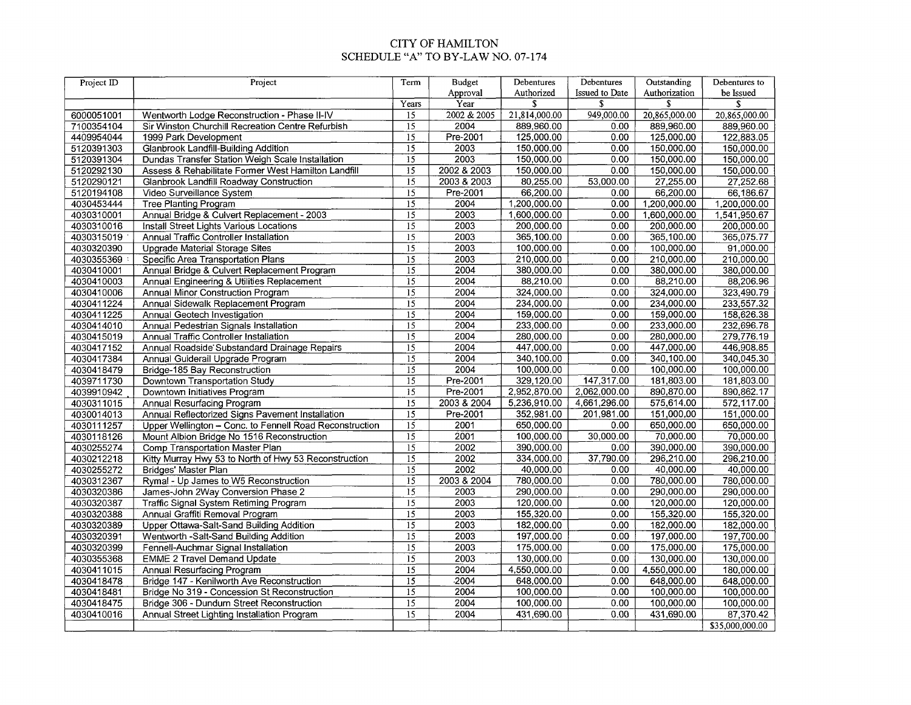# CITY OF HAMILTON
## SCHEDULE "A" TO BY-LAW NO. 07-174

| Project ID | Project | Term | Budget Approval | Debentures Authorized | Debentures Issued to Date | Outstanding Authorization | Debentures to be Issued |
|---|---|---|---|---|---|---|---|
| | | Years | Year | $ | $ | $ | $ |
| 6000051001 | Wentworth Lodge Reconstruction - Phase II-IV | 15 | 2002 & 2005 | 21,814,000.00 | 949,000.00 | 20,865,000.00 | 20,865,000.00 |
| 7100354104 | Sir Winston Churchill Recreation Centre Refurbish | 15 | 2004 | 889,960.00 | 0.00 | 889,960.00 | 889,960.00 |
| 4409954044 | 1999 Park Development | 15 | Pre-2001 | 125,000.00 | 0.00 | 125,000.00 | 122,883.05 |
| 5120391303 | Glanbrook Landfill-Building Addition | 15 | 2003 | 150,000.00 | 0.00 | 150,000.00 | 150,000.00 |
| 5120391304 | Dundas Transfer Station Weigh Scale Installation | 15 | 2003 | 150,000.00 | 0.00 | 150,000.00 | 150,000.00 |
| 5120292130 | Assess & Rehabilitate Former West Hamilton Landfill | 15 | 2002 & 2003 | 150,000.00 | 0.00 | 150,000.00 | 150,000.00 |
| 5120290121 | Glanbrook Landfill Roadway Construction | 15 | 2003 & 2003 | 80,255.00 | 53,000.00 | 27,255.00 | 27,252.68 |
| 5120194108 | Video Surveillance System | 15 | Pre-2001 | 66,200.00 | 0.00 | 66,200.00 | 66,186.67 |
| 4030453444 | Tree Planting Program | 15 | 2004 | 1,200,000.00 | 0.00 | 1,200,000.00 | 1,200,000.00 |
| 4030310001 | Annual Bridge & Culvert Replacement - 2003 | 15 | 2003 | 1,600,000.00 | 0.00 | 1,600,000.00 | 1,541,950.67 |
| 4030310016 | Install Street Lights Various Locations | 15 | 2003 | 200,000.00 | 0.00 | 200,000.00 | 200,000.00 |
| 4030315019 | Annual Traffic Controller Installation | 15 | 2003 | 365,100.00 | 0.00 | 365,100.00 | 365,075.77 |
| 4030320390 | Upgrade Material Storage Sites | 15 | 2003 | 100,000.00 | 0.00 | 100,000.00 | 91,000.00 |
| 4030355369 | Specific Area Transportation Plans | 15 | 2003 | 210,000.00 | 0.00 | 210,000.00 | 210,000.00 |
| 4030410001 | Annual Bridge & Culvert Replacement Program | 15 | 2004 | 380,000.00 | 0.00 | 380,000.00 | 380,000.00 |
| 4030410003 | Annual Engineering & Utilities Replacement | 15 | 2004 | 88,210.00 | 0.00 | 88,210.00 | 88,206.96 |
| 4030410006 | Annual Minor Construction Program | 15 | 2004 | 324,000.00 | 0.00 | 324,000.00 | 323,490.79 |
| 4030411224 | Annual Sidewalk Replacement Program | 15 | 2004 | 234,000.00 | 0.00 | 234,000.00 | 233,557.32 |
| 4030411225 | Annual Geotech Investigation | 15 | 2004 | 159,000.00 | 0.00 | 159,000.00 | 158,626.38 |
| 4030414010 | Annual Pedestrian Signals Installation | 15 | 2004 | 233,000.00 | 0.00 | 233,000.00 | 232,696.78 |
| 4030415019 | Annual Traffic Controller Installation | 15 | 2004 | 280,000.00 | 0.00 | 280,000.00 | 279,776.19 |
| 4030417152 | Annual Roadside Substandard Drainage Repairs | 15 | 2004 | 447,000.00 | 0.00 | 447,000.00 | 446,908.85 |
| 4030417384 | Annual Guiderail Upgrade Program | 15 | 2004 | 340,100.00 | 0.00 | 340,100.00 | 340,045.30 |
| 4030418479 | Bridge-185 Bay Reconstruction | 15 | 2004 | 100,000.00 | 0.00 | 100,000.00 | 100,000.00 |
| 4039711730 | Downtown Transportation Study | 15 | Pre-2001 | 329,120.00 | 147,317.00 | 181,803.00 | 181,803.00 |
| 4039910942 | Downtown Initiatives Program | 15 | Pre-2001 | 2,952,870.00 | 2,062,000.00 | 890,870.00 | 890,862.17 |
| 4030311015 | Annual Resurfacing Program | 15 | 2003 & 2004 | 5,236,910.00 | 4,661,296.00 | 575,614.00 | 572,117.00 |
| 4030014013 | Annual Reflectorized Signs Pavement Installation | 15 | Pre-2001 | 352,981.00 | 201,981.00 | 151,000.00 | 151,000.00 |
| 4030111257 | Upper Wellington – Conc. to Fennell Road Reconstruction | 15 | 2001 | 650,000.00 | 0.00 | 650,000.00 | 650,000.00 |
| 4030118126 | Mount Albion Bridge No 1516 Reconstruction | 15 | 2001 | 100,000.00 | 30,000.00 | 70,000.00 | 70,000.00 |
| 4030255274 | Comp Transportation Master Plan | 15 | 2002 | 390,000.00 | 0.00 | 390,000.00 | 390,000.00 |
| 4030212218 | Kitty Murray Hwy 53 to North of Hwy 53 Reconstruction | 15 | 2002 | 334,000.00 | 37,790.00 | 296,210.00 | 296,210.00 |
| 4030255272 | Bridges' Master Plan | 15 | 2002 | 40,000.00 | 0.00 | 40,000.00 | 40,000.00 |
| 4030312367 | Rymal - Up James to W5 Reconstruction | 15 | 2003 & 2004 | 780,000.00 | 0.00 | 780,000.00 | 780,000.00 |
| 4030320386 | James-John 2Way Conversion Phase 2 | 15 | 2003 | 290,000.00 | 0.00 | 290,000.00 | 290,000.00 |
| 4030320387 | Traffic Signal System Retiming Program | 15 | 2003 | 120,000.00 | 0.00 | 120,000.00 | 120,000.00 |
| 4030320388 | Annual Graffiti Removal Program | 15 | 2003 | 155,320.00 | 0.00 | 155,320.00 | 155,320.00 |
| 4030320389 | Upper Ottawa-Salt-Sand Building Addition | 15 | 2003 | 182,000.00 | 0.00 | 182,000.00 | 182,000.00 |
| 4030320391 | Wentworth -Salt-Sand Building Addition | 15 | 2003 | 197,000.00 | 0.00 | 197,000.00 | 197,700.00 |
| 4030320399 | Fennell-Auchmar Signal Installation | 15 | 2003 | 175,000.00 | 0.00 | 175,000.00 | 175,000.00 |
| 4030355368 | EMME 2 Travel Demand Update | 15 | 2003 | 130,000.00 | 0.00 | 130,000.00 | 130,000.00 |
| 4030411015 | Annual Resurfacing Program | 15 | 2004 | 4,550,000.00 | 0.00 | 4,550,000.00 | 180,000.00 |
| 4030418478 | Bridge 147 - Kenilworth Ave Reconstruction | 15 | 2004 | 648,000.00 | 0.00 | 648,000.00 | 648,000.00 |
| 4030418481 | Bridge No 319 - Concession St Reconstruction | 15 | 2004 | 100,000.00 | 0.00 | 100,000.00 | 100,000.00 |
| 4030418475 | Bridge 306 - Dundurn Street Reconstruction | 15 | 2004 | 100,000.00 | 0.00 | 100,000.00 | 100,000.00 |
| 4030410016 | Annual Street Lighting Installation Program | 15 | 2004 | 431,690.00 | 0.00 | 431,690.00 | 87,370.42 |
| | | | | | | | $35,000,000.00 |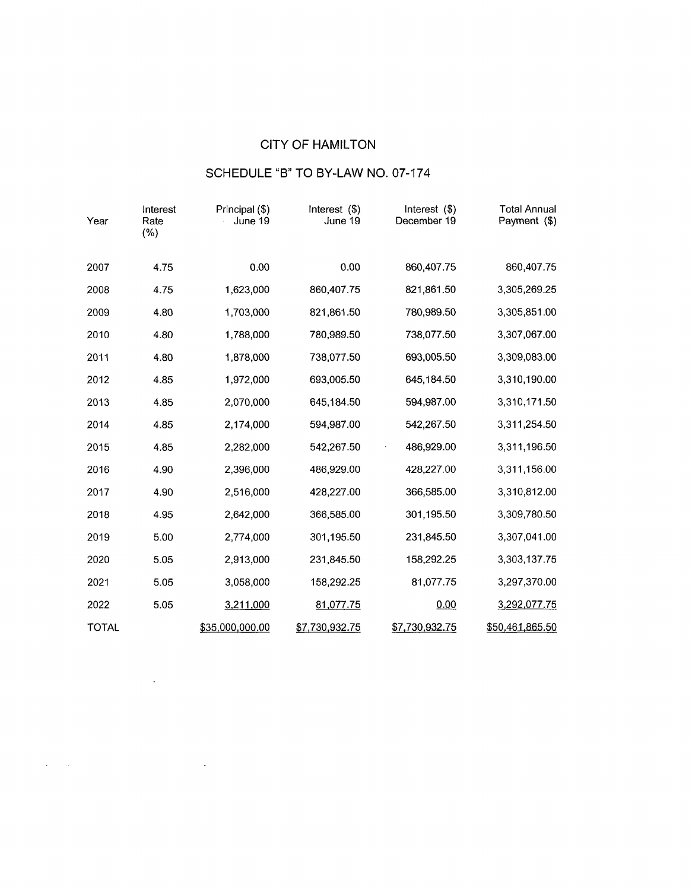# CITY OF HAMILTON

## SCHEDULE "B" TO BY-LAW NO. 07-174

| Year | Interest Rate (%) | Principal ($) June 19 | Interest ($) June 19 | Interest ($) December 19 | Total Annual Payment ($) |
|---|---|---|---|---|---|
| 2007 | 4.75 | 0.00 | 0.00 | 860,407.75 | 860,407.75 |
| 2008 | 4.75 | 1,623,000 | 860,407.75 | 821,861.50 | 3,305,269.25 |
| 2009 | 4.80 | 1,703,000 | 821,861.50 | 780,989.50 | 3,305,851.00 |
| 2010 | 4.80 | 1,788,000 | 780,989.50 | 738,077.50 | 3,307,067.00 |
| 2011 | 4.80 | 1,878,000 | 738,077.50 | 693,005.50 | 3,309,083.00 |
| 2012 | 4.85 | 1,972,000 | 693,005.50 | 645,184.50 | 3,310,190.00 |
| 2013 | 4.85 | 2,070,000 | 645,184.50 | 594,987.00 | 3,310,171.50 |
| 2014 | 4.85 | 2,174,000 | 594,987.00 | 542,267.50 | 3,311,254.50 |
| 2015 | 4.85 | 2,282,000 | 542,267.50 | 486,929.00 | 3,311,196.50 |
| 2016 | 4.90 | 2,396,000 | 486,929.00 | 428,227.00 | 3,311,156.00 |
| 2017 | 4.90 | 2,516,000 | 428,227.00 | 366,585.00 | 3,310,812.00 |
| 2018 | 4.95 | 2,642,000 | 366,585.00 | 301,195.50 | 3,309,780.50 |
| 2019 | 5.00 | 2,774,000 | 301,195.50 | 231,845.50 | 3,307,041.00 |
| 2020 | 5.05 | 2,913,000 | 231,845.50 | 158,292.25 | 3,303,137.75 |
| 2021 | 5.05 | 3,058,000 | 158,292.25 | 81,077.75 | 3,297,370.00 |
| 2022 | 5.05 | 3,211,000 | 81,077.75 | 0.00 | 3,292,077.75 |
| TOTAL | | $35,000,000.00 | $7,730,932.75 | $7,730,932.75 | $50,461,865.50 |